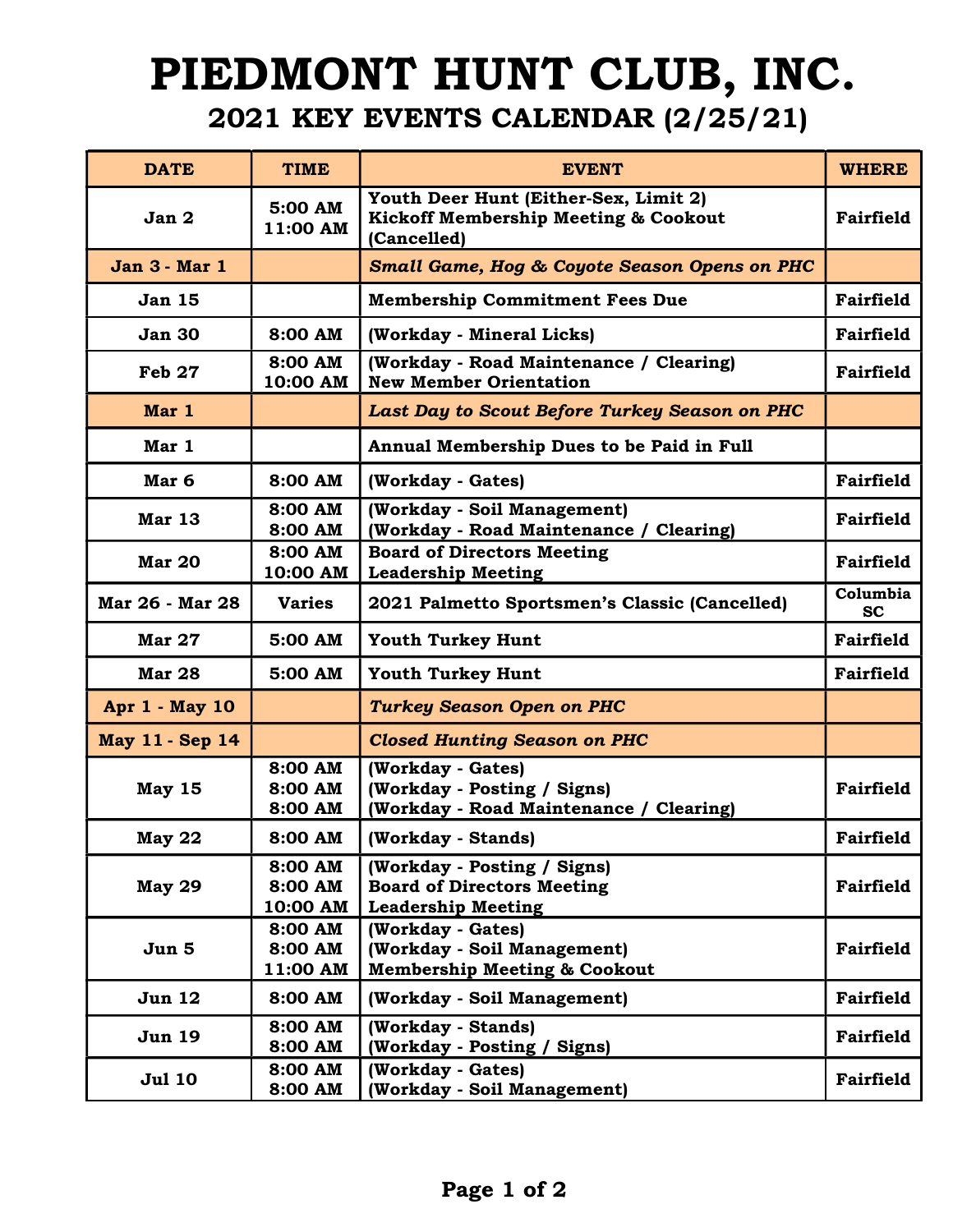# PIEDMONT HUNT CLUB, INC.

## 2021 KEY EVENTS CALENDAR (2/25/21)

| DATE | TIME | EVENT | WHERE |
|---|---|---|---|
| Jan 2 | 5:00 AM<br>11:00 AM | Youth Deer Hunt (Either-Sex, Limit 2)<br>Kickoff Membership Meeting & Cookout (Cancelled) | Fairfield |
| Jan 3 - Mar 1 | | *Small Game, Hog & Coyote Season Opens on PHC* | |
| Jan 15 | | Membership Commitment Fees Due | Fairfield |
| Jan 30 | 8:00 AM | (Workday - Mineral Licks) | Fairfield |
| Feb 27 | 8:00 AM<br>10:00 AM | (Workday - Road Maintenance / Clearing)<br>New Member Orientation | Fairfield |
| Mar 1 | | *Last Day to Scout Before Turkey Season on PHC* | |
| Mar 1 | | Annual Membership Dues to be Paid in Full | |
| Mar 6 | 8:00 AM | (Workday - Gates) | Fairfield |
| Mar 13 | 8:00 AM<br>8:00 AM | (Workday - Soil Management)<br>(Workday - Road Maintenance / Clearing) | Fairfield |
| Mar 20 | 8:00 AM<br>10:00 AM | Board of Directors Meeting<br>Leadership Meeting | Fairfield |
| Mar 26 - Mar 28 | Varies | 2021 Palmetto Sportsmen's Classic (Cancelled) | Columbia SC |
| Mar 27 | 5:00 AM | Youth Turkey Hunt | Fairfield |
| Mar 28 | 5:00 AM | Youth Turkey Hunt | Fairfield |
| Apr 1 - May 10 | | *Turkey Season Open on PHC* | |
| May 11 - Sep 14 | | *Closed Hunting Season on PHC* | |
| May 15 | 8:00 AM<br>8:00 AM<br>8:00 AM | (Workday - Gates)<br>(Workday - Posting / Signs)<br>(Workday - Road Maintenance / Clearing) | Fairfield |
| May 22 | 8:00 AM | (Workday - Stands) | Fairfield |
| May 29 | 8:00 AM<br>8:00 AM<br>10:00 AM | (Workday - Posting / Signs)<br>Board of Directors Meeting<br>Leadership Meeting | Fairfield |
| Jun 5 | 8:00 AM<br>8:00 AM<br>11:00 AM | (Workday - Gates)<br>(Workday - Soil Management)<br>Membership Meeting & Cookout | Fairfield |
| Jun 12 | 8:00 AM | (Workday - Soil Management) | Fairfield |
| Jun 19 | 8:00 AM<br>8:00 AM | (Workday - Stands)<br>(Workday - Posting / Signs) | Fairfield |
| Jul 10 | 8:00 AM<br>8:00 AM | (Workday - Gates)<br>(Workday - Soil Management) | Fairfield |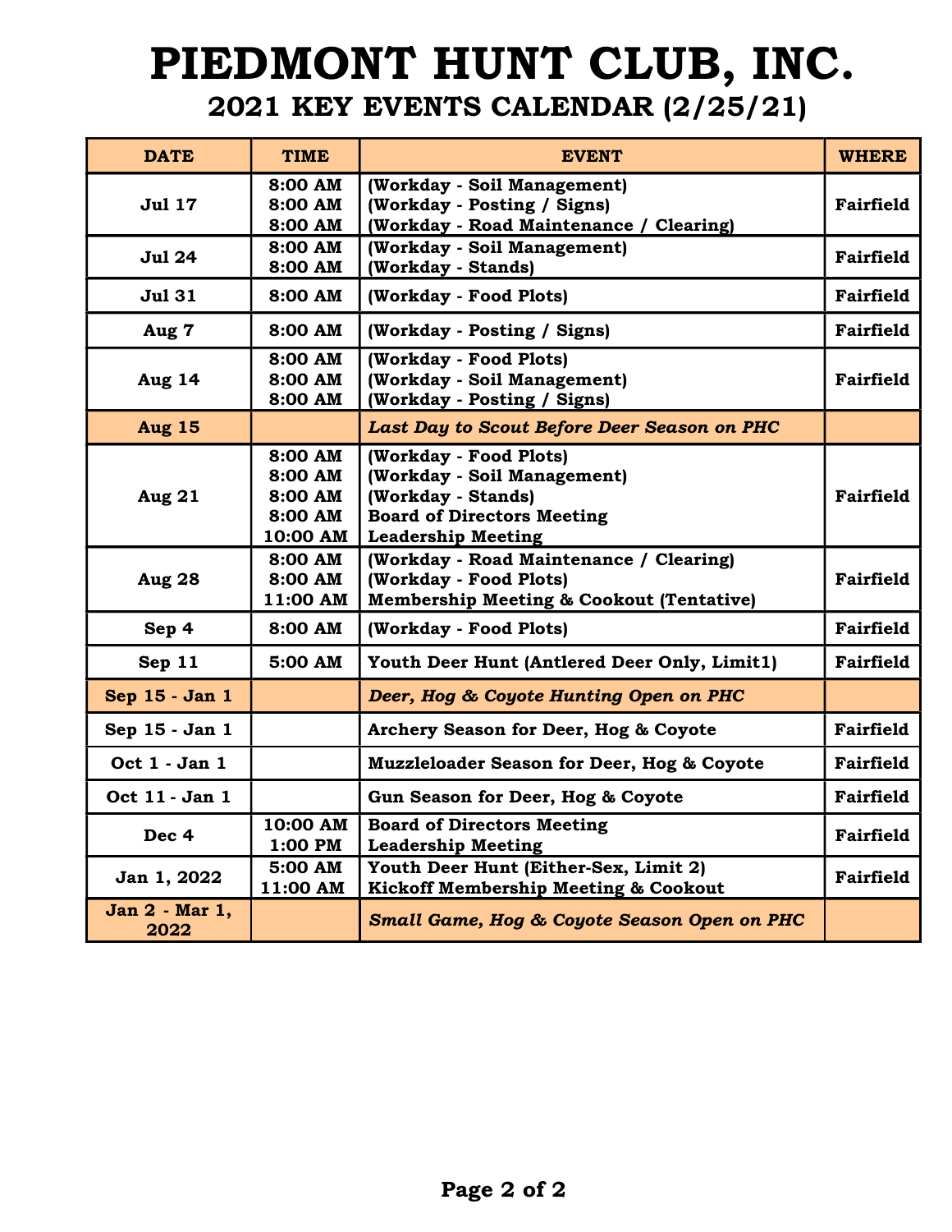# PIEDMONT HUNT CLUB, INC.

## 2021 KEY EVENTS CALENDAR (2/25/21)

| DATE | TIME | EVENT | WHERE |
|---|---|---|---|
| Jul 17 | 8:00 AM<br>8:00 AM<br>8:00 AM | (Workday - Soil Management)<br>(Workday - Posting / Signs)<br>(Workday - Road Maintenance / Clearing) | Fairfield |
| Jul 24 | 8:00 AM<br>8:00 AM | (Workday - Soil Management)<br>(Workday - Stands) | Fairfield |
| Jul 31 | 8:00 AM | (Workday - Food Plots) | Fairfield |
| Aug 7 | 8:00 AM | (Workday - Posting / Signs) | Fairfield |
| Aug 14 | 8:00 AM<br>8:00 AM<br>8:00 AM | (Workday - Food Plots)<br>(Workday - Soil Management)<br>(Workday - Posting / Signs) | Fairfield |
| Aug 15 | | *Last Day to Scout Before Deer Season on PHC* | |
| Aug 21 | 8:00 AM<br>8:00 AM<br>8:00 AM<br>8:00 AM<br>10:00 AM | (Workday - Food Plots)<br>(Workday - Soil Management)<br>(Workday - Stands)<br>Board of Directors Meeting<br>Leadership Meeting | Fairfield |
| Aug 28 | 8:00 AM<br>8:00 AM<br>11:00 AM | (Workday - Road Maintenance / Clearing)<br>(Workday - Food Plots)<br>Membership Meeting & Cookout (Tentative) | Fairfield |
| Sep 4 | 8:00 AM | (Workday - Food Plots) | Fairfield |
| Sep 11 | 5:00 AM | Youth Deer Hunt (Antlered Deer Only, Limit1) | Fairfield |
| Sep 15 - Jan 1 | | *Deer, Hog & Coyote Hunting Open on PHC* | |
| Sep 15 - Jan 1 | | Archery Season for Deer, Hog & Coyote | Fairfield |
| Oct 1 - Jan 1 | | Muzzleloader Season for Deer, Hog & Coyote | Fairfield |
| Oct 11 - Jan 1 | | Gun Season for Deer, Hog & Coyote | Fairfield |
| Dec 4 | 10:00 AM<br>1:00 PM | Board of Directors Meeting<br>Leadership Meeting | Fairfield |
| Jan 1, 2022 | 5:00 AM<br>11:00 AM | Youth Deer Hunt (Either-Sex, Limit 2)<br>Kickoff Membership Meeting & Cookout | Fairfield |
| Jan 2 - Mar 1, 2022 | | *Small Game, Hog & Coyote Season Open on PHC* | |